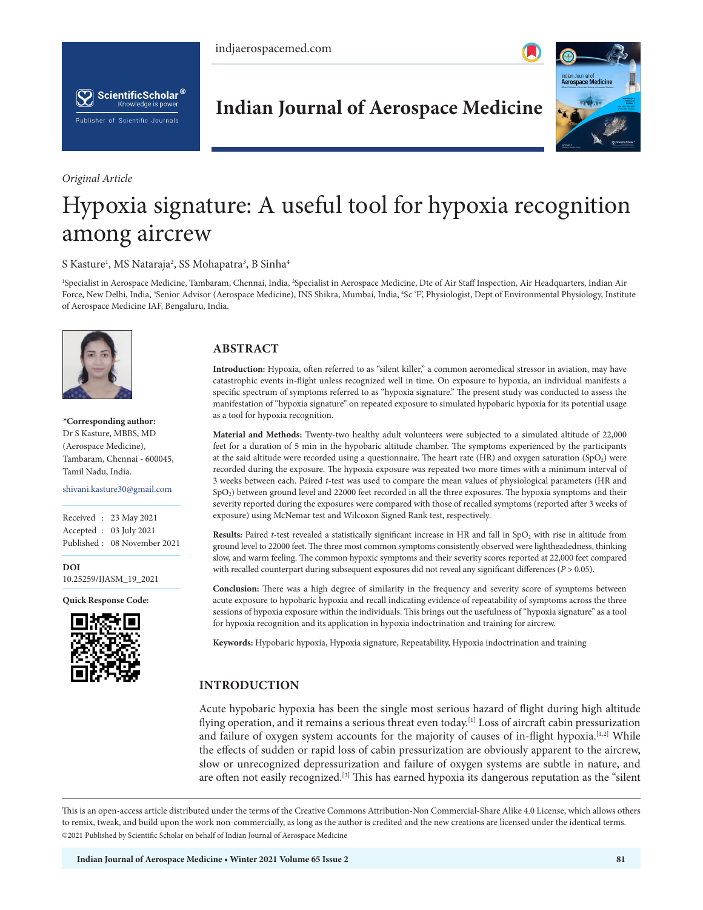*Original Article*

# Hypoxia signature: A useful tool for hypoxia recognition among aircrew

S Kasture[1], MS Nataraja[2], SS Mohapatra[3], B Sinha[4]

[1]Specialist in Aerospace Medicine, Tambaram, Chennai, India, [2]Specialist in Aerospace Medicine, Dte of Air Staff Inspection, Air Headquarters, Indian Air Force, New Delhi, India, [3]Senior Advisor (Aerospace Medicine), INS Shikra, Mumbai, India, [4]Sc 'F', Physiologist, Dept of Environmental Physiology, Institute of Aerospace Medicine IAF, Bengaluru, India.

**\*Corresponding author:**
Dr S Kasture, MBBS, MD (Aerospace Medicine), Tambaram, Chennai - 600045, Tamil Nadu, India.

shivani.kasture30@gmail.com

Received : 23 May 2021
Accepted : 03 July 2021
Published : 08 November 2021

**DOI**
10.25259/IJASM_19_2021

**Quick Response Code:**

## ABSTRACT

**Introduction:** Hypoxia, often referred to as "silent killer," a common aeromedical stressor in aviation, may have catastrophic events in-flight unless recognized well in time. On exposure to hypoxia, an individual manifests a specific spectrum of symptoms referred to as "hypoxia signature." The present study was conducted to assess the manifestation of "hypoxia signature" on repeated exposure to simulated hypobaric hypoxia for its potential usage as a tool for hypoxia recognition.

**Material and Methods:** Twenty-two healthy adult volunteers were subjected to a simulated altitude of 22,000 feet for a duration of 5 min in the hypobaric altitude chamber. The symptoms experienced by the participants at the said altitude were recorded using a questionnaire. The heart rate (HR) and oxygen saturation ($SpO_2$) were recorded during the exposure. The hypoxia exposure was repeated two more times with a minimum interval of 3 weeks between each. Paired *t*-test was used to compare the mean values of physiological parameters (HR and $SpO_2$) between ground level and 22000 feet recorded in all the three exposures. The hypoxia symptoms and their severity reported during the exposures were compared with those of recalled symptoms (reported after 3 weeks of exposure) using McNemar test and Wilcoxon Signed Rank test, respectively.

**Results:** Paired *t*-test revealed a statistically significant increase in HR and fall in $SpO_2$ with rise in altitude from ground level to 22000 feet. The three most common symptoms consistently observed were lightheadedness, thinking slow, and warm feeling. The common hypoxic symptoms and their severity scores reported at 22,000 feet compared with recalled counterpart during subsequent exposures did not reveal any significant differences ($P > 0.05$).

**Conclusion:** There was a high degree of similarity in the frequency and severity score of symptoms between acute exposure to hypobaric hypoxia and recall indicating evidence of repeatability of symptoms across the three sessions of hypoxia exposure within the individuals. This brings out the usefulness of "hypoxia signature" as a tool for hypoxia recognition and its application in hypoxia indoctrination and training for aircrew.

**Keywords:** Hypobaric hypoxia, Hypoxia signature, Repeatability, Hypoxia indoctrination and training

## INTRODUCTION

Acute hypobaric hypoxia has been the single most serious hazard of flight during high altitude flying operation, and it remains a serious threat even today.[1] Loss of aircraft cabin pressurization and failure of oxygen system accounts for the majority of causes of in-flight hypoxia.[1,2] While the effects of sudden or rapid loss of cabin pressurization are obviously apparent to the aircrew, slow or unrecognized depressurization and failure of oxygen systems are subtle in nature, and are often not easily recognized.[3] This has earned hypoxia its dangerous reputation as the "silent

This is an open-access article distributed under the terms of the Creative Commons Attribution-Non Commercial-Share Alike 4.0 License, which allows others to remix, tweak, and build upon the work non-commercially, as long as the author is credited and the new creations are licensed under the identical terms.
©2021 Published by Scientific Scholar on behalf of Indian Journal of Aerospace Medicine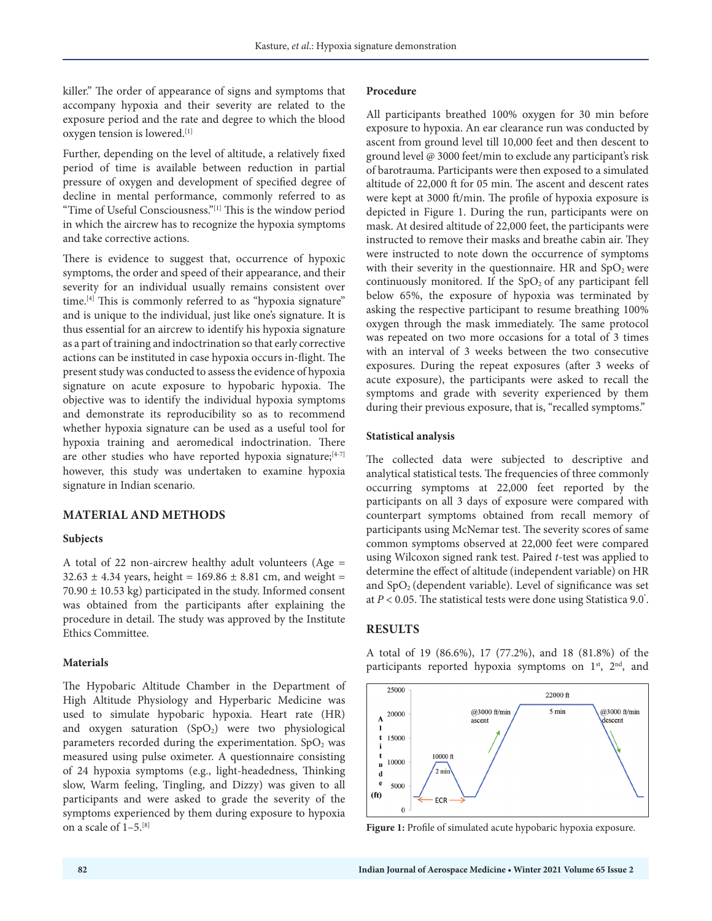killer." The order of appearance of signs and symptoms that accompany hypoxia and their severity are related to the exposure period and the rate and degree to which the blood oxygen tension is lowered.[1]

Further, depending on the level of altitude, a relatively fixed period of time is available between reduction in partial pressure of oxygen and development of specified degree of decline in mental performance, commonly referred to as "Time of Useful Consciousness."[1] This is the window period in which the aircrew has to recognize the hypoxia symptoms and take corrective actions.

There is evidence to suggest that, occurrence of hypoxic symptoms, the order and speed of their appearance, and their severity for an individual usually remains consistent over time.[4] This is commonly referred to as "hypoxia signature" and is unique to the individual, just like one's signature. It is thus essential for an aircrew to identify his hypoxia signature as a part of training and indoctrination so that early corrective actions can be instituted in case hypoxia occurs in-flight. The present study was conducted to assess the evidence of hypoxia signature on acute exposure to hypobaric hypoxia. The objective was to identify the individual hypoxia symptoms and demonstrate its reproducibility so as to recommend whether hypoxia signature can be used as a useful tool for hypoxia training and aeromedical indoctrination. There are other studies who have reported hypoxia signature;[4-7] however, this study was undertaken to examine hypoxia signature in Indian scenario.

## MATERIAL AND METHODS

### Subjects

A total of 22 non-aircrew healthy adult volunteers (Age = 32.63 ± 4.34 years, height = 169.86 ± 8.81 cm, and weight = 70.90 ± 10.53 kg) participated in the study. Informed consent was obtained from the participants after explaining the procedure in detail. The study was approved by the Institute Ethics Committee.

### Materials

The Hypobaric Altitude Chamber in the Department of High Altitude Physiology and Hyperbaric Medicine was used to simulate hypobaric hypoxia. Heart rate (HR) and oxygen saturation ($SpO_2$) were two physiological parameters recorded during the experimentation. $SpO_2$ was measured using pulse oximeter. A questionnaire consisting of 24 hypoxia symptoms (e.g., light-headedness, Thinking slow, Warm feeling, Tingling, and Dizzy) was given to all participants and were asked to grade the severity of the symptoms experienced by them during exposure to hypoxia on a scale of 1–5.[8]

### Procedure

All participants breathed 100% oxygen for 30 min before exposure to hypoxia. An ear clearance run was conducted by ascent from ground level till 10,000 feet and then descent to ground level @ 3000 feet/min to exclude any participant's risk of barotrauma. Participants were then exposed to a simulated altitude of 22,000 ft for 05 min. The ascent and descent rates were kept at 3000 ft/min. The profile of hypoxia exposure is depicted in Figure 1. During the run, participants were on mask. At desired altitude of 22,000 feet, the participants were instructed to remove their masks and breathe cabin air. They were instructed to note down the occurrence of symptoms with their severity in the questionnaire. HR and $SpO_2$ were continuously monitored. If the $SpO_2$ of any participant fell below 65%, the exposure of hypoxia was terminated by asking the respective participant to resume breathing 100% oxygen through the mask immediately. The same protocol was repeated on two more occasions for a total of 3 times with an interval of 3 weeks between the two consecutive exposures. During the repeat exposures (after 3 weeks of acute exposure), the participants were asked to recall the symptoms and grade with severity experienced by them during their previous exposure, that is, "recalled symptoms."

### Statistical analysis

The collected data were subjected to descriptive and analytical statistical tests. The frequencies of three commonly occurring symptoms at 22,000 feet reported by the participants on all 3 days of exposure were compared with counterpart symptoms obtained from recall memory of participants using McNemar test. The severity scores of same common symptoms observed at 22,000 feet were compared using Wilcoxon signed rank test. Paired *t*-test was applied to determine the effect of altitude (independent variable) on HR and $SpO_2$ (dependent variable). Level of significance was set at $P < 0.05$. The statistical tests were done using Statistica 9.0*.

## RESULTS

A total of 19 (86.6%), 17 (77.2%), and 18 (81.8%) of the participants reported hypoxia symptoms on 1st, 2nd, and

**Figure 1:** Profile of simulated acute hypobaric hypoxia exposure.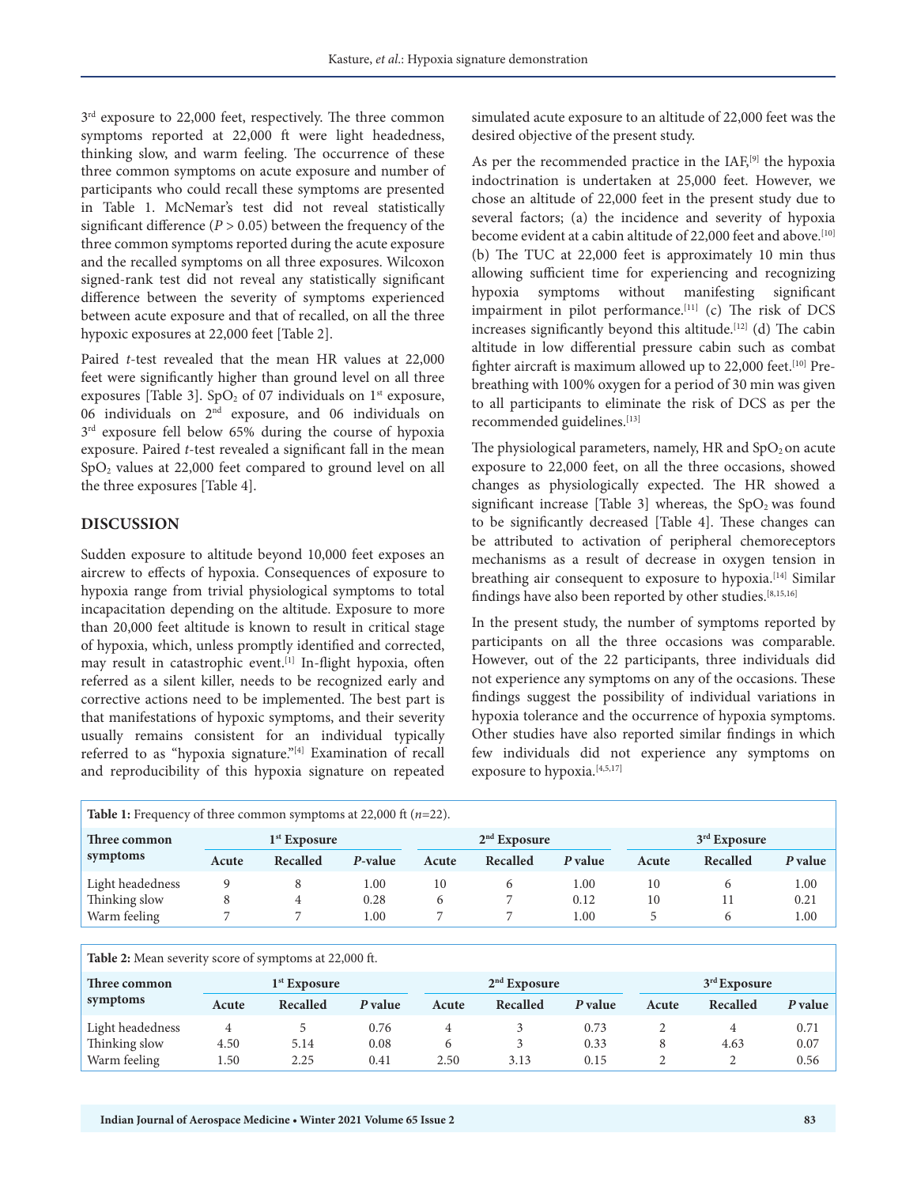3rd exposure to 22,000 feet, respectively. The three common symptoms reported at 22,000 ft were light headedness, thinking slow, and warm feeling. The occurrence of these three common symptoms on acute exposure and number of participants who could recall these symptoms are presented in Table 1. McNemar's test did not reveal statistically significant difference ($P > 0.05$) between the frequency of the three common symptoms reported during the acute exposure and the recalled symptoms on all three exposures. Wilcoxon signed-rank test did not reveal any statistically significant difference between the severity of symptoms experienced between acute exposure and that of recalled, on all the three hypoxic exposures at 22,000 feet [Table 2].

Paired *t*-test revealed that the mean HR values at 22,000 feet were significantly higher than ground level on all three exposures [Table 3]. $SpO_2$ of 07 individuals on 1st exposure, 06 individuals on 2nd exposure, and 06 individuals on 3rd exposure fell below 65% during the course of hypoxia exposure. Paired *t*-test revealed a significant fall in the mean $SpO_2$ values at 22,000 feet compared to ground level on all the three exposures [Table 4].

## DISCUSSION

Sudden exposure to altitude beyond 10,000 feet exposes an aircrew to effects of hypoxia. Consequences of exposure to hypoxia range from trivial physiological symptoms to total incapacitation depending on the altitude. Exposure to more than 20,000 feet altitude is known to result in critical stage of hypoxia, which, unless promptly identified and corrected, may result in catastrophic event.[1] In-flight hypoxia, often referred as a silent killer, needs to be recognized early and corrective actions need to be implemented. The best part is that manifestations of hypoxic symptoms, and their severity usually remains consistent for an individual typically referred to as "hypoxia signature."[4] Examination of recall and reproducibility of this hypoxia signature on repeated simulated acute exposure to an altitude of 22,000 feet was the desired objective of the present study.

As per the recommended practice in the IAF,[9] the hypoxia indoctrination is undertaken at 25,000 feet. However, we chose an altitude of 22,000 feet in the present study due to several factors; (a) the incidence and severity of hypoxia become evident at a cabin altitude of 22,000 feet and above.[10] (b) The TUC at 22,000 feet is approximately 10 min thus allowing sufficient time for experiencing and recognizing hypoxia symptoms without manifesting significant impairment in pilot performance.[11] (c) The risk of DCS increases significantly beyond this altitude.[12] (d) The cabin altitude in low differential pressure cabin such as combat fighter aircraft is maximum allowed up to 22,000 feet.[10] Pre-breathing with 100% oxygen for a period of 30 min was given to all participants to eliminate the risk of DCS as per the recommended guidelines.[13]

The physiological parameters, namely, HR and $SpO_2$ on acute exposure to 22,000 feet, on all the three occasions, showed changes as physiologically expected. The HR showed a significant increase [Table 3] whereas, the $SpO_2$ was found to be significantly decreased [Table 4]. These changes can be attributed to activation of peripheral chemoreceptors mechanisms as a result of decrease in oxygen tension in breathing air consequent to exposure to hypoxia.[14] Similar findings have also been reported by other studies.[8,15,16]

In the present study, the number of symptoms reported by participants on all the three occasions was comparable. However, out of the 22 participants, three individuals did not experience any symptoms on any of the occasions. These findings suggest the possibility of individual variations in hypoxia tolerance and the occurrence of hypoxia symptoms. Other studies have also reported similar findings in which few individuals did not experience any symptoms on exposure to hypoxia.[4,5,17]

**Table 1:** Frequency of three common symptoms at 22,000 ft ($n$=22).

| Three common symptoms | 1st Exposure | | | 2nd Exposure | | | 3rd Exposure | | |
|---|---|---|---|---|---|---|---|---|---|
| | Acute | Recalled | *P*-value | Acute | Recalled | *P* value | Acute | Recalled | *P* value |
| Light headedness | 9 | 8 | 1.00 | 10 | 6 | 1.00 | 10 | 6 | 1.00 |
| Thinking slow | 8 | 4 | 0.28 | 6 | 7 | 0.12 | 10 | 11 | 0.21 |
| Warm feeling | 7 | 7 | 1.00 | 7 | 7 | 1.00 | 5 | 6 | 1.00 |

**Table 2:** Mean severity score of symptoms at 22,000 ft.

| Three common symptoms | 1st Exposure | | | 2nd Exposure | | | 3rd Exposure | | |
|---|---|---|---|---|---|---|---|---|---|
| | Acute | Recalled | *P* value | Acute | Recalled | *P* value | Acute | Recalled | *P* value |
| Light headedness | 4 | 5 | 0.76 | 4 | 3 | 0.73 | 2 | 4 | 0.71 |
| Thinking slow | 4.50 | 5.14 | 0.08 | 6 | 3 | 0.33 | 8 | 4.63 | 0.07 |
| Warm feeling | 1.50 | 2.25 | 0.41 | 2.50 | 3.13 | 0.15 | 2 | 2 | 0.56 |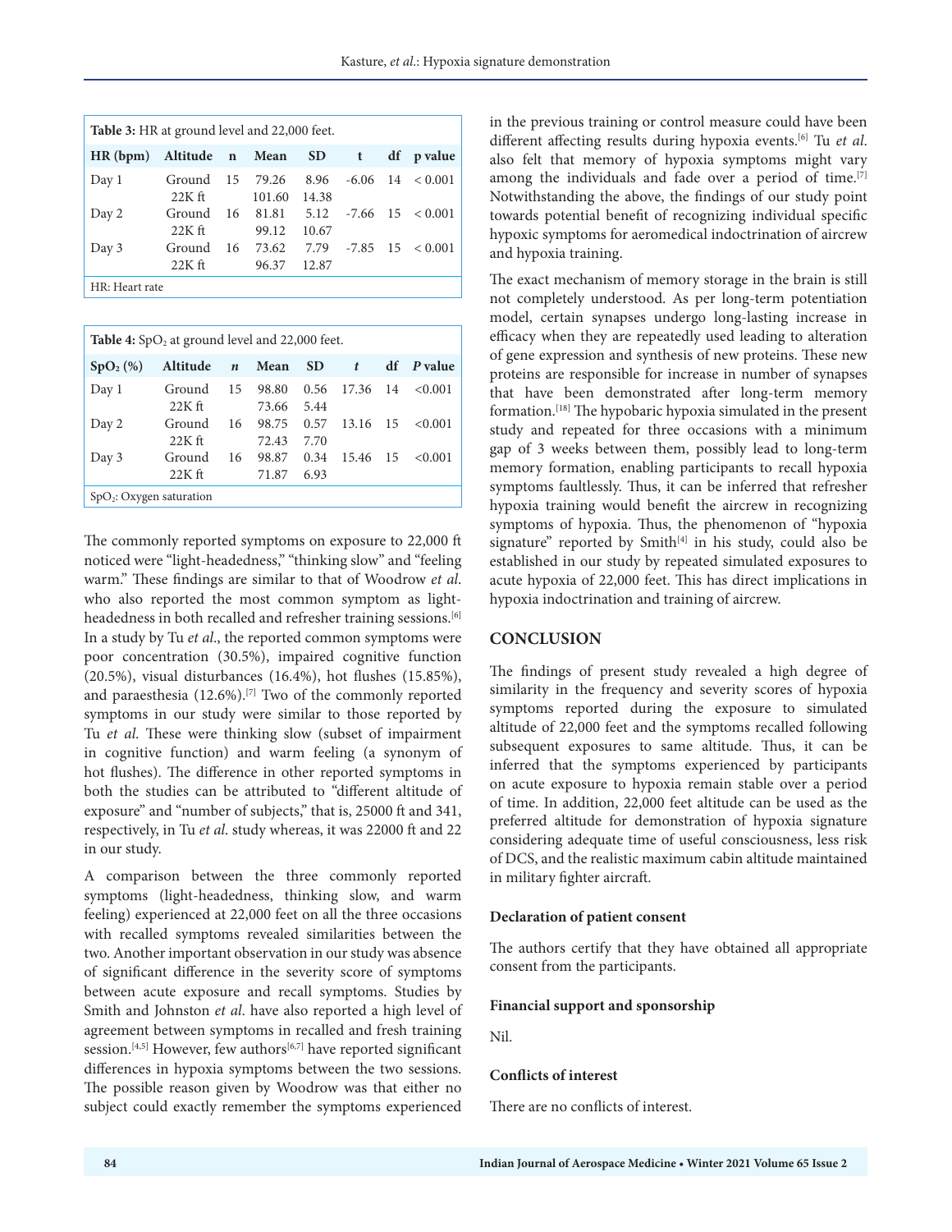**Table 3:** HR at ground level and 22,000 feet.

| HR (bpm) | Altitude | n | Mean | SD | t | df | p value |
|---|---|---|---|---|---|---|---|
| Day 1 | Ground | 15 | 79.26 | 8.96 | -6.06 | 14 | < 0.001 |
| | 22K ft | | 101.60 | 14.38 | | | |
| Day 2 | Ground | 16 | 81.81 | 5.12 | -7.66 | 15 | < 0.001 |
| | 22K ft | | 99.12 | 10.67 | | | |
| Day 3 | Ground | 16 | 73.62 | 7.79 | -7.85 | 15 | < 0.001 |
| | 22K ft | | 96.37 | 12.87 | | | |

HR: Heart rate

**Table 4:** $SpO_2$ at ground level and 22,000 feet.

| $SpO_2$ (%) | Altitude | *n* | Mean | SD | *t* | df | *P* value |
|---|---|---|---|---|---|---|---|
| Day 1 | Ground | 15 | 98.80 | 0.56 | 17.36 | 14 | <0.001 |
| | 22K ft | | 73.66 | 5.44 | | | |
| Day 2 | Ground | 16 | 98.75 | 0.57 | 13.16 | 15 | <0.001 |
| | 22K ft | | 72.43 | 7.70 | | | |
| Day 3 | Ground | 16 | 98.87 | 0.34 | 15.46 | 15 | <0.001 |
| | 22K ft | | 71.87 | 6.93 | | | |

$SpO_2$: Oxygen saturation

The commonly reported symptoms on exposure to 22,000 ft noticed were "light-headedness," "thinking slow" and "feeling warm." These findings are similar to that of Woodrow *et al.* who also reported the most common symptom as light-headedness in both recalled and refresher training sessions.[6] In a study by Tu *et al.*, the reported common symptoms were poor concentration (30.5%), impaired cognitive function (20.5%), visual disturbances (16.4%), hot flushes (15.85%), and paraesthesia (12.6%).[7] Two of the commonly reported symptoms in our study were similar to those reported by Tu *et al.* These were thinking slow (subset of impairment in cognitive function) and warm feeling (a synonym of hot flushes). The difference in other reported symptoms in both the studies can be attributed to "different altitude of exposure" and "number of subjects," that is, 25000 ft and 341, respectively, in Tu *et al.* study whereas, it was 22000 ft and 22 in our study.

A comparison between the three commonly reported symptoms (light-headedness, thinking slow, and warm feeling) experienced at 22,000 feet on all the three occasions with recalled symptoms revealed similarities between the two. Another important observation in our study was absence of significant difference in the severity score of symptoms between acute exposure and recall symptoms. Studies by Smith and Johnston *et al.* have also reported a high level of agreement between symptoms in recalled and fresh training session.[4,5] However, few authors[6,7] have reported significant differences in hypoxia symptoms between the two sessions. The possible reason given by Woodrow was that either no subject could exactly remember the symptoms experienced in the previous training or control measure could have been different affecting results during hypoxia events.[6] Tu *et al.* also felt that memory of hypoxia symptoms might vary among the individuals and fade over a period of time.[7] Notwithstanding the above, the findings of our study point towards potential benefit of recognizing individual specific hypoxic symptoms for aeromedical indoctrination of aircrew and hypoxia training.

The exact mechanism of memory storage in the brain is still not completely understood. As per long-term potentiation model, certain synapses undergo long-lasting increase in efficacy when they are repeatedly used leading to alteration of gene expression and synthesis of new proteins. These new proteins are responsible for increase in number of synapses that have been demonstrated after long-term memory formation.[18] The hypobaric hypoxia simulated in the present study and repeated for three occasions with a minimum gap of 3 weeks between them, possibly lead to long-term memory formation, enabling participants to recall hypoxia symptoms faultlessly. Thus, it can be inferred that refresher hypoxia training would benefit the aircrew in recognizing symptoms of hypoxia. Thus, the phenomenon of "hypoxia signature" reported by Smith[4] in his study, could also be established in our study by repeated simulated exposures to acute hypoxia of 22,000 feet. This has direct implications in hypoxia indoctrination and training of aircrew.

## CONCLUSION

The findings of present study revealed a high degree of similarity in the frequency and severity scores of hypoxia symptoms reported during the exposure to simulated altitude of 22,000 feet and the symptoms recalled following subsequent exposures to same altitude. Thus, it can be inferred that the symptoms experienced by participants on acute exposure to hypoxia remain stable over a period of time. In addition, 22,000 feet altitude can be used as the preferred altitude for demonstration of hypoxia signature considering adequate time of useful consciousness, less risk of DCS, and the realistic maximum cabin altitude maintained in military fighter aircraft.

### Declaration of patient consent

The authors certify that they have obtained all appropriate consent from the participants.

### Financial support and sponsorship

Nil.

### Conflicts of interest

There are no conflicts of interest.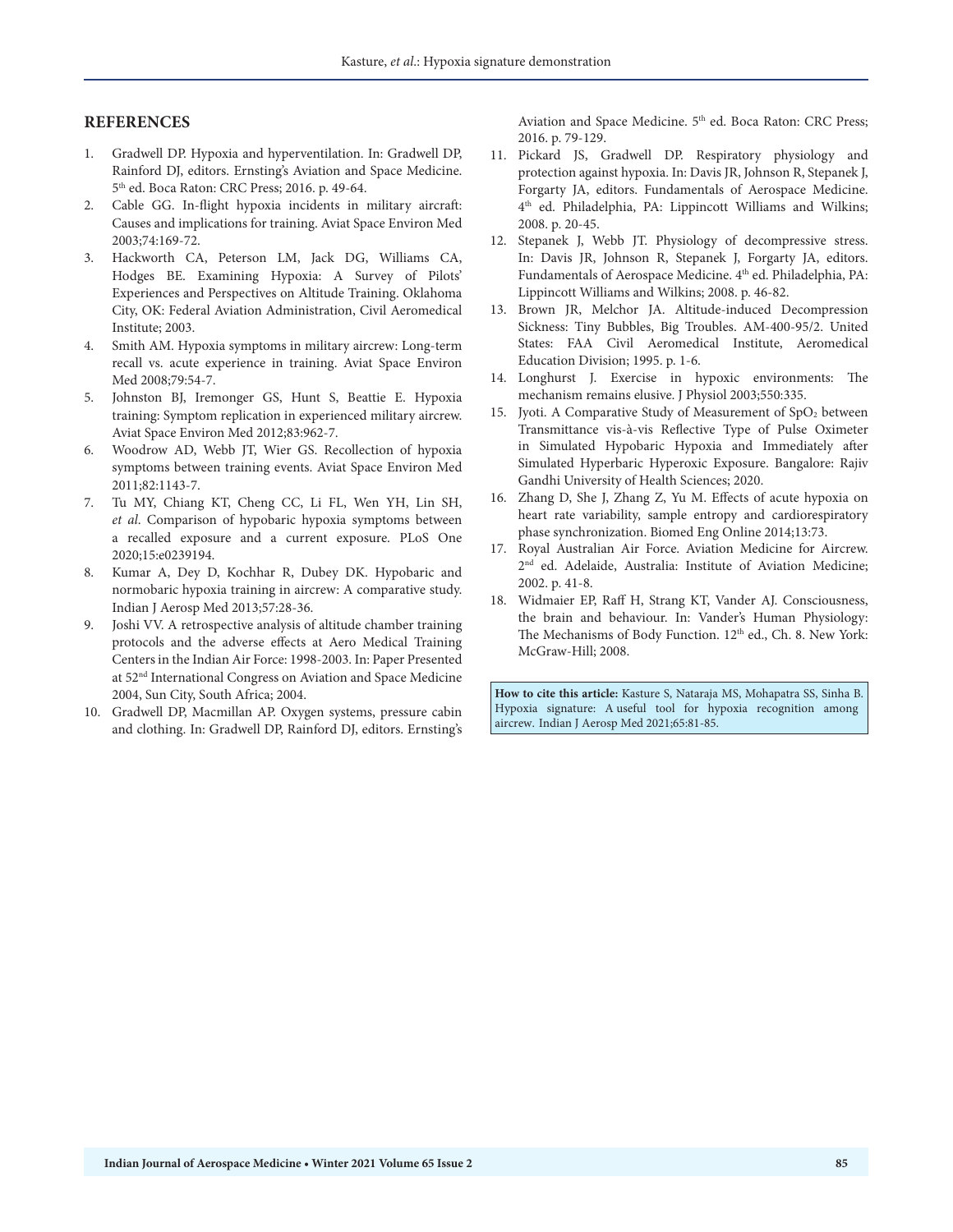## REFERENCES

1. Gradwell DP. Hypoxia and hyperventilation. In: Gradwell DP, Rainford DJ, editors. Ernsting's Aviation and Space Medicine. 5th ed. Boca Raton: CRC Press; 2016. p. 49-64.
2. Cable GG. In-flight hypoxia incidents in military aircraft: Causes and implications for training. Aviat Space Environ Med 2003;74:169-72.
3. Hackworth CA, Peterson LM, Jack DG, Williams CA, Hodges BE. Examining Hypoxia: A Survey of Pilots' Experiences and Perspectives on Altitude Training. Oklahoma City, OK: Federal Aviation Administration, Civil Aeromedical Institute; 2003.
4. Smith AM. Hypoxia symptoms in military aircrew: Long-term recall vs. acute experience in training. Aviat Space Environ Med 2008;79:54-7.
5. Johnston BJ, Iremonger GS, Hunt S, Beattie E. Hypoxia training: Symptom replication in experienced military aircrew. Aviat Space Environ Med 2012;83:962-7.
6. Woodrow AD, Webb JT, Wier GS. Recollection of hypoxia symptoms between training events. Aviat Space Environ Med 2011;82:1143-7.
7. Tu MY, Chiang KT, Cheng CC, Li FL, Wen YH, Lin SH, *et al*. Comparison of hypobaric hypoxia symptoms between a recalled exposure and a current exposure. PLoS One 2020;15:e0239194.
8. Kumar A, Dey D, Kochhar R, Dubey DK. Hypobaric and normobaric hypoxia training in aircrew: A comparative study. Indian J Aerosp Med 2013;57:28-36.
9. Joshi VV. A retrospective analysis of altitude chamber training protocols and the adverse effects at Aero Medical Training Centers in the Indian Air Force: 1998-2003. In: Paper Presented at 52nd International Congress on Aviation and Space Medicine 2004, Sun City, South Africa; 2004.
10. Gradwell DP, Macmillan AP. Oxygen systems, pressure cabin and clothing. In: Gradwell DP, Rainford DJ, editors. Ernsting's Aviation and Space Medicine. 5th ed. Boca Raton: CRC Press; 2016. p. 79-129.
11. Pickard JS, Gradwell DP. Respiratory physiology and protection against hypoxia. In: Davis JR, Johnson R, Stepanek J, Forgarty JA, editors. Fundamentals of Aerospace Medicine. 4th ed. Philadelphia, PA: Lippincott Williams and Wilkins; 2008. p. 20-45.
12. Stepanek J, Webb JT. Physiology of decompressive stress. In: Davis JR, Johnson R, Stepanek J, Forgarty JA, editors. Fundamentals of Aerospace Medicine. 4th ed. Philadelphia, PA: Lippincott Williams and Wilkins; 2008. p. 46-82.
13. Brown JR, Melchor JA. Altitude-induced Decompression Sickness: Tiny Bubbles, Big Troubles. AM-400-95/2. United States: FAA Civil Aeromedical Institute, Aeromedical Education Division; 1995. p. 1-6.
14. Longhurst J. Exercise in hypoxic environments: The mechanism remains elusive. J Physiol 2003;550:335.
15. Jyoti. A Comparative Study of Measurement of $SpO_2$ between Transmittance vis-à-vis Reflective Type of Pulse Oximeter in Simulated Hypobaric Hypoxia and Immediately after Simulated Hyperbaric Hyperoxic Exposure. Bangalore: Rajiv Gandhi University of Health Sciences; 2020.
16. Zhang D, She J, Zhang Z, Yu M. Effects of acute hypoxia on heart rate variability, sample entropy and cardiorespiratory phase synchronization. Biomed Eng Online 2014;13:73.
17. Royal Australian Air Force. Aviation Medicine for Aircrew. 2nd ed. Adelaide, Australia: Institute of Aviation Medicine; 2002. p. 41-8.
18. Widmaier EP, Raff H, Strang KT, Vander AJ. Consciousness, the brain and behaviour. In: Vander's Human Physiology: The Mechanisms of Body Function. 12th ed., Ch. 8. New York: McGraw-Hill; 2008.

**How to cite this article:** Kasture S, Nataraja MS, Mohapatra SS, Sinha B. Hypoxia signature: A useful tool for hypoxia recognition among aircrew. Indian J Aerosp Med 2021;65:81-85.